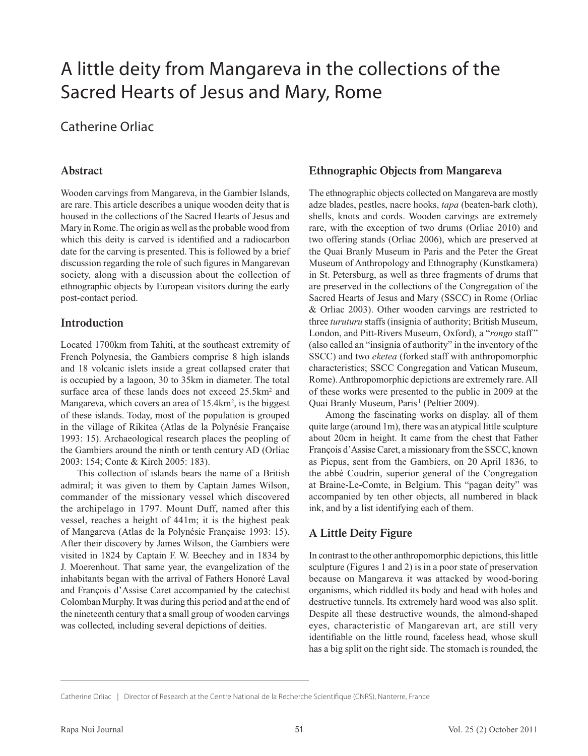# A little deity from Mangareva in the collections of the Sacred Hearts of Jesus and Mary, Rome

Catherine Orliac

## Abstract

Wooden carvings from Mangareva, in the Gambier Islands, are rare. This article describes a unique wooden deity that is housed in the collections of the Sacred Hearts of Jesus and Mary in Rome. The origin as well as the probable wood from which this deity is carved is identified and a radiocarbon date for the carving is presented. This is followed by a brief discussion regarding the role of such figures in Mangarevan society, along with a discussion about the collection of ethnographic objects by European visitors during the early post-contact period.

## Introduction

Located 1700km from Tahiti, at the southeast extremity of French Polynesia, the Gambiers comprise 8 high islands and 18 volcanic islets inside a great collapsed crater that is occupied by a lagoon, 30 to 35km in diameter. The total surface area of these lands does not exceed 25.5km$^2$ and Mangareva, which covers an area of 15.4km$^2$, is the biggest of these islands. Today, most of the population is grouped in the village of Rikitea (Atlas de la Polynésie Française 1993: 15). Archaeological research places the peopling of the Gambiers around the ninth or tenth century AD (Orliac 2003: 154; Conte & Kirch 2005: 183).

This collection of islands bears the name of a British admiral; it was given to them by Captain James Wilson, commander of the missionary vessel which discovered the archipelago in 1797. Mount Duff, named after this vessel, reaches a height of 441m; it is the highest peak of Mangareva (Atlas de la Polynésie Française 1993: 15). After their discovery by James Wilson, the Gambiers were visited in 1824 by Captain F. W. Beechey and in 1834 by J. Moerenhout. That same year, the evangelization of the inhabitants began with the arrival of Fathers Honoré Laval and François d'Assise Caret accompanied by the catechist Colomban Murphy. It was during this period and at the end of the nineteenth century that a small group of wooden carvings was collected, including several depictions of deities.

## Ethnographic Objects from Mangareva

The ethnographic objects collected on Mangareva are mostly adze blades, pestles, nacre hooks, *tapa* (beaten-bark cloth), shells, knots and cords. Wooden carvings are extremely rare, with the exception of two drums (Orliac 2010) and two offering stands (Orliac 2006), which are preserved at the Quai Branly Museum in Paris and the Peter the Great Museum of Anthropology and Ethnography (Kunstkamera) in St. Petersburg, as well as three fragments of drums that are preserved in the collections of the Congregation of the Sacred Hearts of Jesus and Mary (SSCC) in Rome (Orliac & Orliac 2003). Other wooden carvings are restricted to three *turuturu* staffs (insignia of authority; British Museum, London, and Pitt-Rivers Museum, Oxford), a "*rongo* staff" (also called an "insignia of authority" in the inventory of the SSCC) and two *eketea* (forked staff with anthropomorphic characteristics; SSCC Congregation and Vatican Museum, Rome). Anthropomorphic depictions are extremely rare. All of these works were presented to the public in 2009 at the Quai Branly Museum, Paris [1] (Peltier 2009).

Among the fascinating works on display, all of them quite large (around 1m), there was an atypical little sculpture about 20cm in height. It came from the chest that Father François d'Assise Caret, a missionary from the SSCC, known as Picpus, sent from the Gambiers, on 20 April 1836, to the abbé Coudrin, superior general of the Congregation at Braine-Le-Comte, in Belgium. This "pagan deity" was accompanied by ten other objects, all numbered in black ink, and by a list identifying each of them.

## A Little Deity Figure

In contrast to the other anthropomorphic depictions, this little sculpture (Figures 1 and 2) is in a poor state of preservation because on Mangareva it was attacked by wood-boring organisms, which riddled its body and head with holes and destructive tunnels. Its extremely hard wood was also split. Despite all these destructive wounds, the almond-shaped eyes, characteristic of Mangarevan art, are still very identifiable on the little round, faceless head, whose skull has a big split on the right side. The stomach is rounded, the

---

Catherine Orliac | Director of Research at the Centre National de la Recherche Scientifique (CNRS), Nanterre, France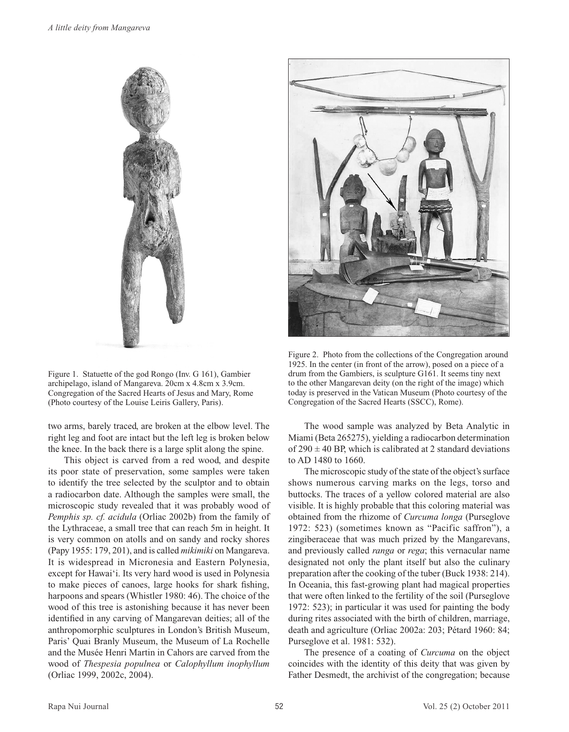Figure 1. Statuette of the god Rongo (Inv. G 161), Gambier archipelago, island of Mangareva. 20cm x 4.8cm x 3.9cm. Congregation of the Sacred Hearts of Jesus and Mary, Rome (Photo courtesy of the Louise Leiris Gallery, Paris).

Figure 2. Photo from the collections of the Congregation around 1925. In the center (in front of the arrow), posed on a piece of a drum from the Gambiers, is sculpture G161. It seems tiny next to the other Mangarevan deity (on the right of the image) which today is preserved in the Vatican Museum (Photo courtesy of the Congregation of the Sacred Hearts (SSCC), Rome).

two arms, barely traced, are broken at the elbow level. The right leg and foot are intact but the left leg is broken below the knee. In the back there is a large split along the spine.

This object is carved from a red wood, and despite its poor state of preservation, some samples were taken to identify the tree selected by the sculptor and to obtain a radiocarbon date. Although the samples were small, the microscopic study revealed that it was probably wood of *Pemphis sp. cf. acidula* (Orliac 2002b) from the family of the Lythraceae, a small tree that can reach 5m in height. It is very common on atolls and on sandy and rocky shores (Papy 1955: 179, 201), and is called *mikimiki* on Mangareva. It is widespread in Micronesia and Eastern Polynesia, except for Hawai'i. Its very hard wood is used in Polynesia to make pieces of canoes, large hooks for shark fishing, harpoons and spears (Whistler 1980: 46). The choice of the wood of this tree is astonishing because it has never been identified in any carving of Mangarevan deities; all of the anthropomorphic sculptures in London's British Museum, Paris' Quai Branly Museum, the Museum of La Rochelle and the Musée Henri Martin in Cahors are carved from the wood of *Thespesia populnea* or *Calophyllum inophyllum* (Orliac 1999, 2002c, 2004).

The wood sample was analyzed by Beta Analytic in Miami (Beta 265275), yielding a radiocarbon determination of $290 \pm 40$ BP, which is calibrated at 2 standard deviations to AD 1480 to 1660.

The microscopic study of the state of the object's surface shows numerous carving marks on the legs, torso and buttocks. The traces of a yellow colored material are also visible. It is highly probable that this coloring material was obtained from the rhizome of *Curcuma longa* (Purseglove 1972: 523) (sometimes known as "Pacific saffron"), a zingiberaceae that was much prized by the Mangarevans, and previously called *ranga* or *rega*; this vernacular name designated not only the plant itself but also the culinary preparation after the cooking of the tuber (Buck 1938: 214). In Oceania, this fast-growing plant had magical properties that were often linked to the fertility of the soil (Purseglove 1972: 523); in particular it was used for painting the body during rites associated with the birth of children, marriage, death and agriculture (Orliac 2002a: 203; Pétard 1960: 84; Purseglove et al. 1981: 532).

The presence of a coating of *Curcuma* on the object coincides with the identity of this deity that was given by Father Desmedt, the archivist of the congregation; because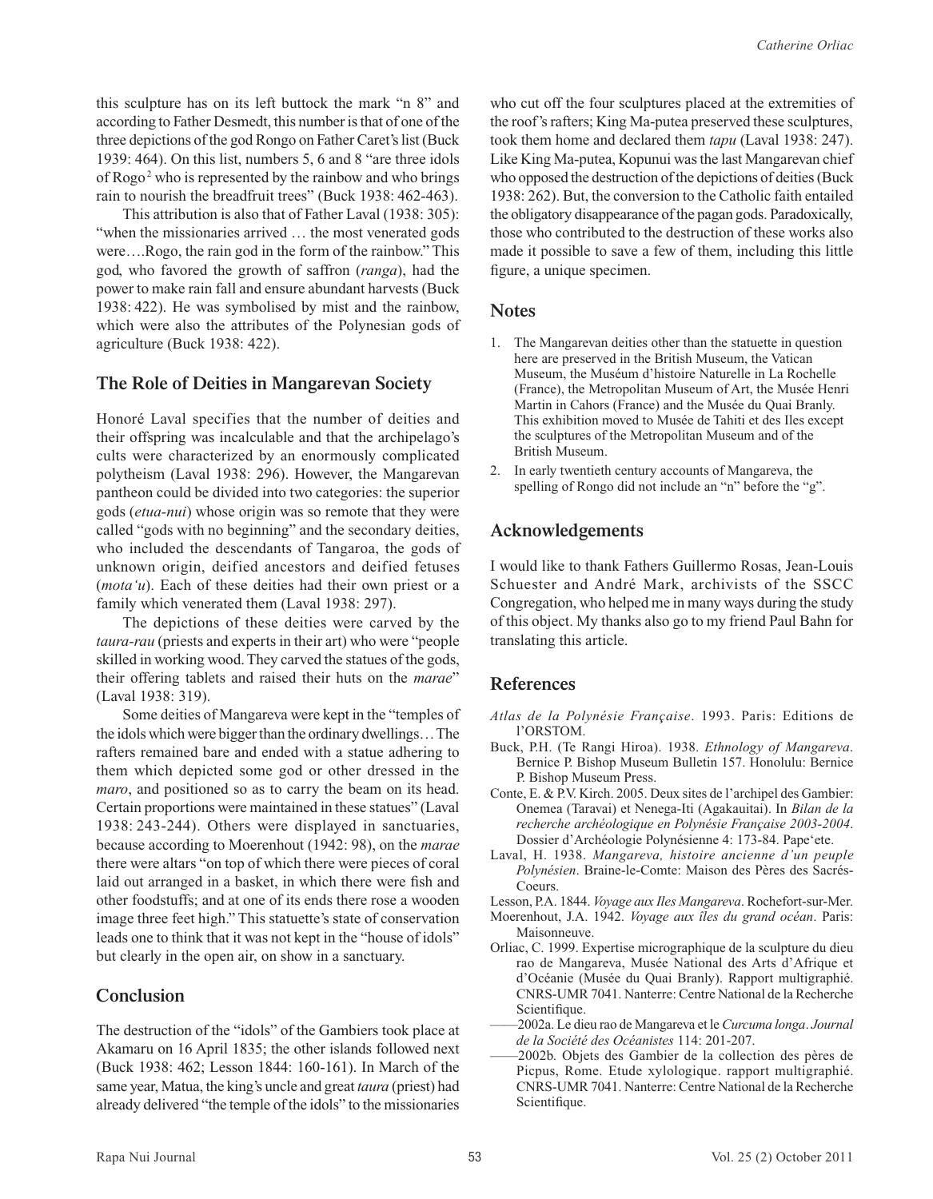this sculpture has on its left buttock the mark "n 8" and according to Father Desmedt, this number is that of one of the three depictions of the god Rongo on Father Caret's list (Buck 1939: 464). On this list, numbers 5, 6 and 8 "are three idols of Rogo[2] who is represented by the rainbow and who brings rain to nourish the breadfruit trees" (Buck 1938: 462-463).

This attribution is also that of Father Laval (1938: 305): "when the missionaries arrived … the most venerated gods were….Rogo, the rain god in the form of the rainbow." This god, who favored the growth of saffron (*ranga*), had the power to make rain fall and ensure abundant harvests (Buck 1938: 422). He was symbolised by mist and the rainbow, which were also the attributes of the Polynesian gods of agriculture (Buck 1938: 422).

## The Role of Deities in Mangarevan Society

Honoré Laval specifies that the number of deities and their offspring was incalculable and that the archipelago's cults were characterized by an enormously complicated polytheism (Laval 1938: 296). However, the Mangarevan pantheon could be divided into two categories: the superior gods (*etua-nui*) whose origin was so remote that they were called "gods with no beginning" and the secondary deities, who included the descendants of Tangaroa, the gods of unknown origin, deified ancestors and deified fetuses (*mota'u*). Each of these deities had their own priest or a family which venerated them (Laval 1938: 297).

The depictions of these deities were carved by the *taura-rau* (priests and experts in their art) who were "people skilled in working wood. They carved the statues of the gods, their offering tablets and raised their huts on the *marae*" (Laval 1938: 319).

Some deities of Mangareva were kept in the "temples of the idols which were bigger than the ordinary dwellings… The rafters remained bare and ended with a statue adhering to them which depicted some god or other dressed in the *maro*, and positioned so as to carry the beam on its head. Certain proportions were maintained in these statues" (Laval 1938: 243-244). Others were displayed in sanctuaries, because according to Moerenhout (1942: 98), on the *marae* there were altars "on top of which there were pieces of coral laid out arranged in a basket, in which there were fish and other foodstuffs; and at one of its ends there rose a wooden image three feet high." This statuette's state of conservation leads one to think that it was not kept in the "house of idols" but clearly in the open air, on show in a sanctuary.

## Conclusion

The destruction of the "idols" of the Gambiers took place at Akamaru on 16 April 1835; the other islands followed next (Buck 1938: 462; Lesson 1844: 160-161). In March of the same year, Matua, the king's uncle and great *taura* (priest) had already delivered "the temple of the idols" to the missionaries who cut off the four sculptures placed at the extremities of the roof's rafters; King Ma-putea preserved these sculptures, took them home and declared them *tapu* (Laval 1938: 247). Like King Ma-putea, Kopunui was the last Mangarevan chief who opposed the destruction of the depictions of deities (Buck 1938: 262). But, the conversion to the Catholic faith entailed the obligatory disappearance of the pagan gods. Paradoxically, those who contributed to the destruction of these works also made it possible to save a few of them, including this little figure, a unique specimen.

## Notes

1. The Mangarevan deities other than the statuette in question here are preserved in the British Museum, the Vatican Museum, the Muséum d'histoire Naturelle in La Rochelle (France), the Metropolitan Museum of Art, the Musée Henri Martin in Cahors (France) and the Musée du Quai Branly. This exhibition moved to Musée de Tahiti et des Iles except the sculptures of the Metropolitan Museum and of the British Museum.
2. In early twentieth century accounts of Mangareva, the spelling of Rongo did not include an "n" before the "g".

## Acknowledgements

I would like to thank Fathers Guillermo Rosas, Jean-Louis Schuester and André Mark, archivists of the SSCC Congregation, who helped me in many ways during the study of this object. My thanks also go to my friend Paul Bahn for translating this article.

## References

*Atlas de la Polynésie Française*. 1993. Paris: Editions de l'ORSTOM.

Buck, P.H. (Te Rangi Hiroa). 1938. *Ethnology of Mangareva*. Bernice P. Bishop Museum Bulletin 157. Honolulu: Bernice P. Bishop Museum Press.

Conte, E. & P.V. Kirch. 2005. Deux sites de l'archipel des Gambier: Onemea (Taravai) et Nenega-Iti (Agakauitai). In *Bilan de la recherche archéologique en Polynésie Française 2003-2004*. Dossier d'Archéologie Polynésienne 4: 173-84. Pape'ete.

Laval, H. 1938. *Mangareva, histoire ancienne d'un peuple Polynésien*. Braine-le-Comte: Maison des Pères des Sacrés-Coeurs.

Lesson, P.A. 1844. *Voyage aux Iles Mangareva*. Rochefort-sur-Mer.

Moerenhout, J.A. 1942. *Voyage aux îles du grand océan*. Paris: Maisonneuve.

Orliac, C. 1999. Expertise micrographique de la sculpture du dieu rao de Mangareva, Musée National des Arts d'Afrique et d'Océanie (Musée du Quai Branly). Rapport multigraphié. CNRS-UMR 7041. Nanterre: Centre National de la Recherche Scientifique.

——2002a. Le dieu rao de Mangareva et le *Curcuma longa*. *Journal de la Société des Océanistes* 114: 201-207.

——2002b. Objets des Gambier de la collection des pères de Picpus, Rome. Etude xylologique. rapport multigraphié. CNRS-UMR 7041. Nanterre: Centre National de la Recherche Scientifique.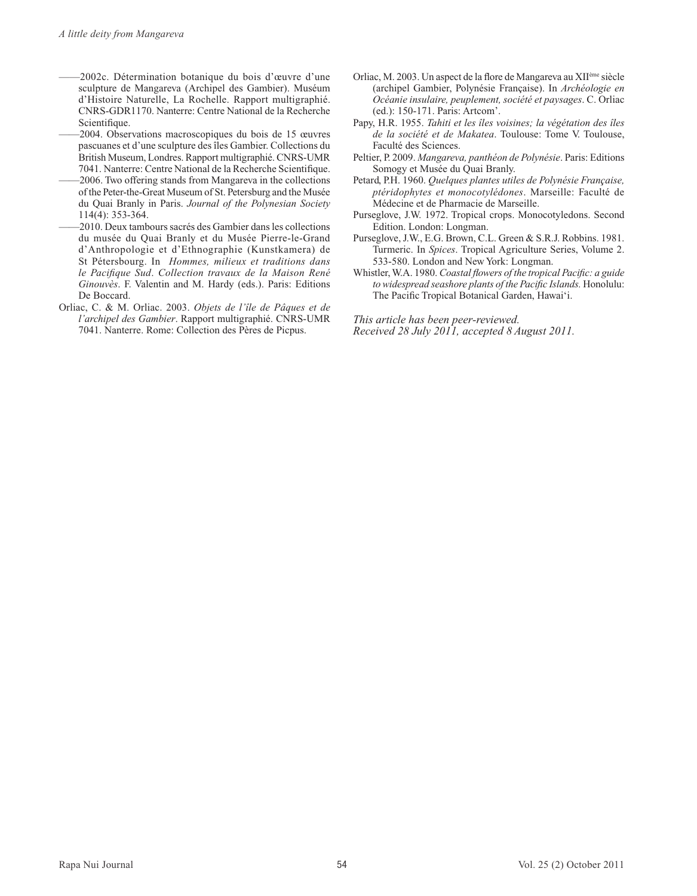——2002c. Détermination botanique du bois d'œuvre d'une sculpture de Mangareva (Archipel des Gambier). Muséum d'Histoire Naturelle, La Rochelle. Rapport multigraphié. CNRS-GDR1170. Nanterre: Centre National de la Recherche Scientifique.

——2004. Observations macroscopiques du bois de 15 œuvres pascuanes et d'une sculpture des îles Gambier. Collections du British Museum, Londres. Rapport multigraphié. CNRS-UMR 7041. Nanterre: Centre National de la Recherche Scientifique.

——2006. Two offering stands from Mangareva in the collections of the Peter-the-Great Museum of St. Petersburg and the Musée du Quai Branly in Paris. *Journal of the Polynesian Society* 114(4): 353-364.

——2010. Deux tambours sacrés des Gambier dans les collections du musée du Quai Branly et du Musée Pierre-le-Grand d'Anthropologie et d'Ethnographie (Kunstkamera) de St Pétersbourg. In *Hommes, milieux et traditions dans le Pacifique Sud*. *Collection travaux de la Maison René Ginouvès*. F. Valentin and M. Hardy (eds.). Paris: Editions De Boccard.

Orliac, C. & M. Orliac. 2003. *Objets de l'île de Pâques et de l'archipel des Gambier*. Rapport multigraphié. CNRS-UMR 7041. Nanterre. Rome: Collection des Pères de Picpus.

Orliac, M. 2003. Un aspect de la flore de Mangareva au XII[ème] siècle (archipel Gambier, Polynésie Française). In *Archéologie en Océanie insulaire, peuplement, société et paysages*. C. Orliac (ed.): 150-171. Paris: Artcom'.

Papy, H.R. 1955. *Tahiti et les îles voisines; la végétation des îles de la société et de Makatea*. Toulouse: Tome V. Toulouse, Faculté des Sciences.

Peltier, P. 2009. *Mangareva, panthéon de Polynésie*. Paris: Editions Somogy et Musée du Quai Branly.

Petard, P.H. 1960. *Quelques plantes utiles de Polynésie Française, ptéridophytes et monocotylédones*. Marseille: Faculté de Médecine et de Pharmacie de Marseille.

Purseglove, J.W. 1972. Tropical crops. Monocotyledons. Second Edition. London: Longman.

Purseglove, J.W., E.G. Brown, C.L. Green & S.R.J. Robbins. 1981. Turmeric. In *Spices*. Tropical Agriculture Series, Volume 2. 533-580. London and New York: Longman.

Whistler, W.A. 1980. *Coastal flowers of the tropical Pacific: a guide to widespread seashore plants of the Pacific Islands*. Honolulu: The Pacific Tropical Botanical Garden, Hawai'i.

*This article has been peer-reviewed.*
*Received 28 July 2011, accepted 8 August 2011.*